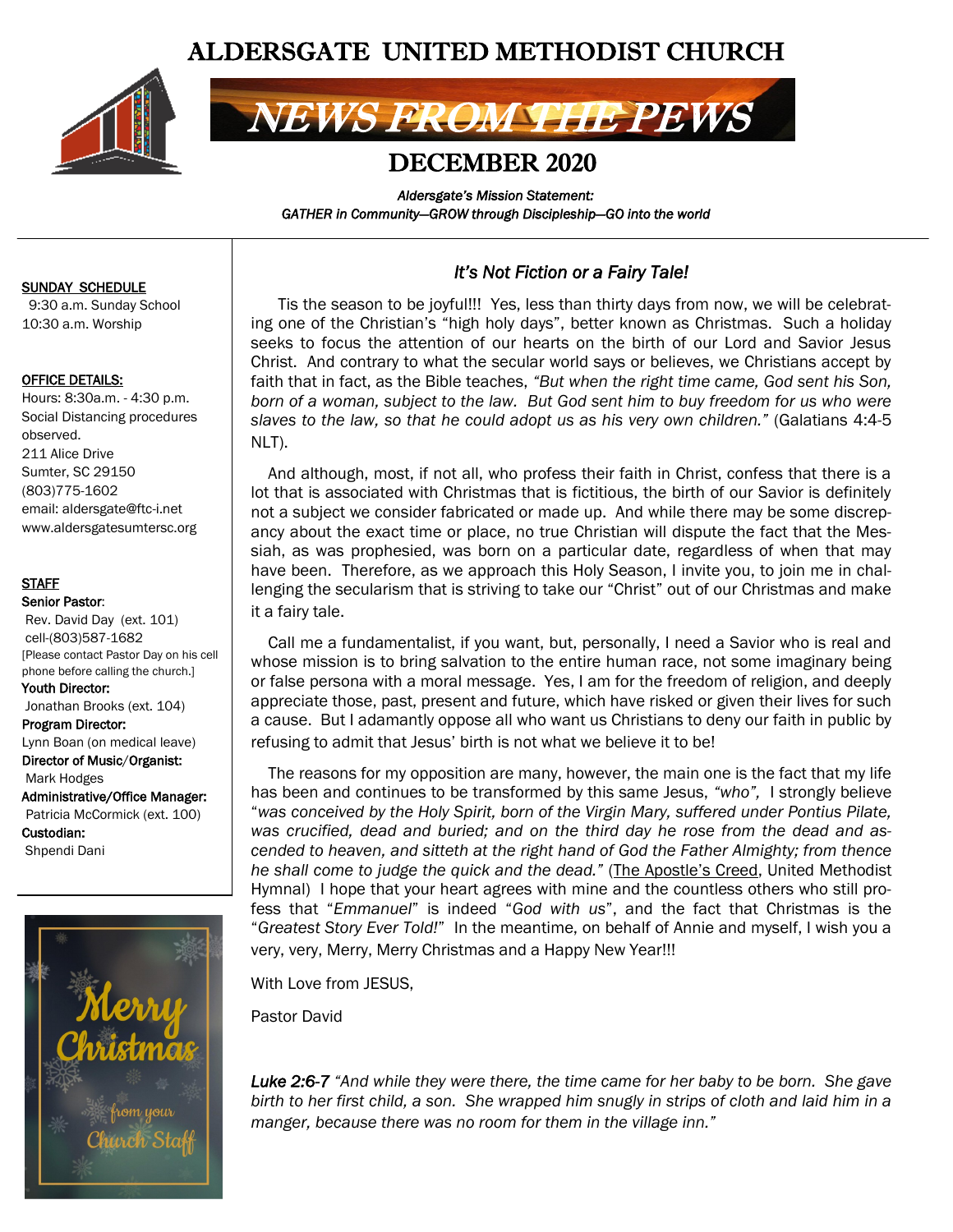# ALDERSGATE UNITED METHODIST CHURCH

## NEWS FROM THE PEWS

## DECEMBER 2020

*Aldersgate's Mission Statement:*
*GATHER in Community—GROW through Discipleship—GO into the world*

**SUNDAY SCHEDULE**
9:30 a.m. Sunday School
10:30 a.m. Worship

**OFFICE DETAILS:**
Hours: 8:30a.m. - 4:30 p.m.
Social Distancing procedures observed.
211 Alice Drive
Sumter, SC 29150
(803)775-1602
email: aldersgate@ftc-i.net
www.aldersgatesumtersc.org

**STAFF**

**Senior Pastor**:
Rev. David Day (ext. 101)
cell-(803)587-1682
[Please contact Pastor Day on his cell phone before calling the church.]

**Youth Director:**
Jonathan Brooks (ext. 104)

**Program Director:**
Lynn Boan (on medical leave)

**Director of Music/Organist:**
Mark Hodges

**Administrative/Office Manager:**
Patricia McCormick (ext. 100)

**Custodian:**
Shpendi Dani

Merry Christmas from your Church Staff

### *It's Not Fiction or a Fairy Tale!*

Tis the season to be joyful!!! Yes, less than thirty days from now, we will be celebrating one of the Christian's "high holy days", better known as Christmas. Such a holiday seeks to focus the attention of our hearts on the birth of our Lord and Savior Jesus Christ. And contrary to what the secular world says or believes, we Christians accept by faith that in fact, as the Bible teaches, *"But when the right time came, God sent his Son, born of a woman, subject to the law. But God sent him to buy freedom for us who were slaves to the law, so that he could adopt us as his very own children."* (Galatians 4:4-5 NLT).

And although, most, if not all, who profess their faith in Christ, confess that there is a lot that is associated with Christmas that is fictitious, the birth of our Savior is definitely not a subject we consider fabricated or made up. And while there may be some discrepancy about the exact time or place, no true Christian will dispute the fact that the Messiah, as was prophesied, was born on a particular date, regardless of when that may have been. Therefore, as we approach this Holy Season, I invite you, to join me in challenging the secularism that is striving to take our "Christ" out of our Christmas and make it a fairy tale.

Call me a fundamentalist, if you want, but, personally, I need a Savior who is real and whose mission is to bring salvation to the entire human race, not some imaginary being or false persona with a moral message. Yes, I am for the freedom of religion, and deeply appreciate those, past, present and future, which have risked or given their lives for such a cause. But I adamantly oppose all who want us Christians to deny our faith in public by refusing to admit that Jesus' birth is not what we believe it to be!

The reasons for my opposition are many, however, the main one is the fact that my life has been and continues to be transformed by this same Jesus, *"who",* I strongly believe "*was conceived by the Holy Spirit, born of the Virgin Mary, suffered under Pontius Pilate, was crucified, dead and buried; and on the third day he rose from the dead and ascended to heaven, and sitteth at the right hand of God the Father Almighty; from thence he shall come to judge the quick and the dead."* (The Apostle's Creed, United Methodist Hymnal) I hope that your heart agrees with mine and the countless others who still profess that "*Emmanuel*" is indeed "*God with us*", and the fact that Christmas is the "*Greatest Story Ever Told!*" In the meantime, on behalf of Annie and myself, I wish you a very, very, Merry, Merry Christmas and a Happy New Year!!!

With Love from JESUS,

Pastor David

*Luke 2:6-7 "And while they were there, the time came for her baby to be born. She gave birth to her first child, a son. She wrapped him snugly in strips of cloth and laid him in a manger, because there was no room for them in the village inn."*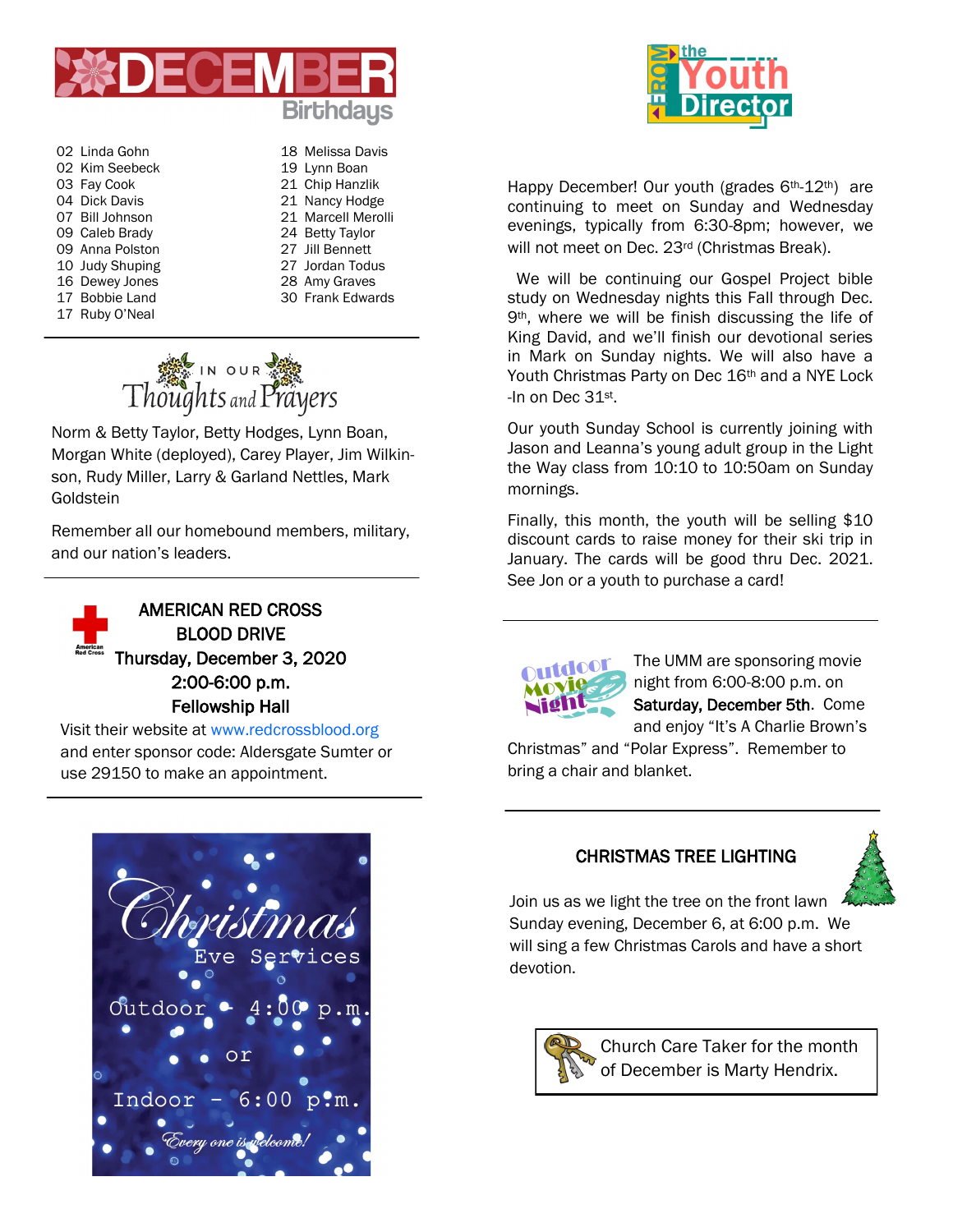# DECEMBER Birthdays

02 Linda Gohn
02 Kim Seebeck
03 Fay Cook
04 Dick Davis
07 Bill Johnson
09 Caleb Brady
09 Anna Polston
10 Judy Shuping
16 Dewey Jones
17 Bobbie Land
17 Ruby O'Neal
18 Melissa Davis
19 Lynn Boan
21 Chip Hanzlik
21 Nancy Hodge
21 Marcell Merolli
24 Betty Taylor
27 Jill Bennett
27 Jordan Todus
28 Amy Graves
30 Frank Edwards

## IN OUR Thoughts and Prayers

Norm & Betty Taylor, Betty Hodges, Lynn Boan, Morgan White (deployed), Carey Player, Jim Wilkinson, Rudy Miller, Larry & Garland Nettles, Mark Goldstein

Remember all our homebound members, military, and our nation's leaders.

## AMERICAN RED CROSS BLOOD DRIVE

**Thursday, December 3, 2020**
**2:00-6:00 p.m.**
**Fellowship Hall**

Visit their website at www.redcrossblood.org and enter sponsor code: Aldersgate Sumter or use 29150 to make an appointment.

## Christmas Eve Services

Outdoor - 4:00 p.m.

or

Indoor - 6:00 p.m.

*Every one is welcome!*

## FROM the Youth Director

Happy December! Our youth (grades 6th-12th) are continuing to meet on Sunday and Wednesday evenings, typically from 6:30-8pm; however, we will not meet on Dec. 23rd (Christmas Break).

We will be continuing our Gospel Project bible study on Wednesday nights this Fall through Dec. 9th, where we will be finish discussing the life of King David, and we'll finish our devotional series in Mark on Sunday nights. We will also have a Youth Christmas Party on Dec 16th and a NYE Lock-In on Dec 31st.

Our youth Sunday School is currently joining with Jason and Leanna's young adult group in the Light the Way class from 10:10 to 10:50am on Sunday mornings.

Finally, this month, the youth will be selling $10 discount cards to raise money for their ski trip in January. The cards will be good thru Dec. 2021. See Jon or a youth to purchase a card!

## Outdoor Movie Night

The UMM are sponsoring movie night from 6:00-8:00 p.m. on **Saturday, December 5th**. Come and enjoy "It's A Charlie Brown's Christmas" and "Polar Express". Remember to bring a chair and blanket.

## CHRISTMAS TREE LIGHTING

Join us as we light the tree on the front lawn Sunday evening, December 6, at 6:00 p.m. We will sing a few Christmas Carols and have a short devotion.

Church Care Taker for the month of December is Marty Hendrix.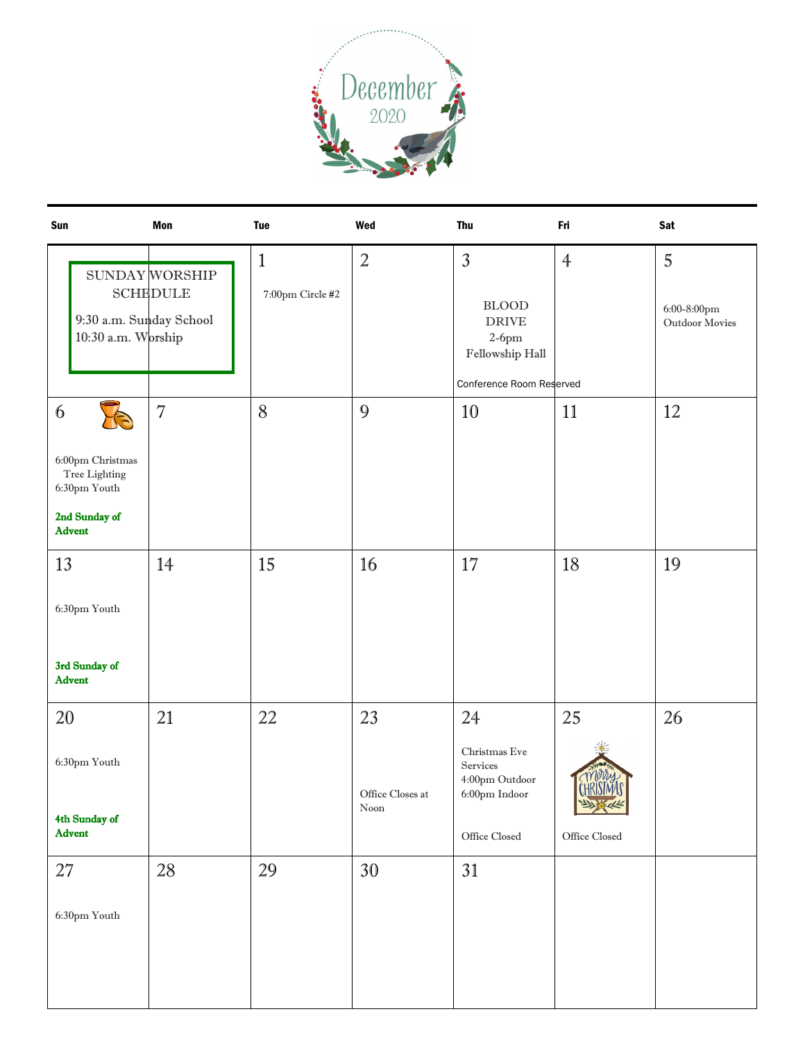# December 2020

| Sun | Mon | Tue | Wed | Thu | Fri | Sat |
|---|---|---|---|---|---|---|
| SUNDAY WORSHIP SCHEDULE<br>9:30 a.m. Sunday School<br>10:30 a.m. Worship | | 1<br>7:00pm Circle #2 | 2 | 3<br>BLOOD DRIVE<br>2-6pm<br>Fellowship Hall<br>Conference Room Reserved | 4 | 5<br>6:00-8:00pm Outdoor Movies |
| 6<br>6:00pm Christmas Tree Lighting<br>6:30pm Youth<br>**2nd Sunday of Advent** | 7 | 8 | 9 | 10 | 11 | 12 |
| 13<br>6:30pm Youth<br>**3rd Sunday of Advent** | 14 | 15 | 16 | 17 | 18 | 19 |
| 20<br>6:30pm Youth<br>**4th Sunday of Advent** | 21 | 22 | 23<br>Office Closes at Noon | 24<br>Christmas Eve Services<br>4:00pm Outdoor<br>6:00pm Indoor<br>Office Closed | 25<br>Merry Christmas<br>Office Closed | 26 |
| 27<br>6:30pm Youth | 28 | 29 | 30 | 31 | | |